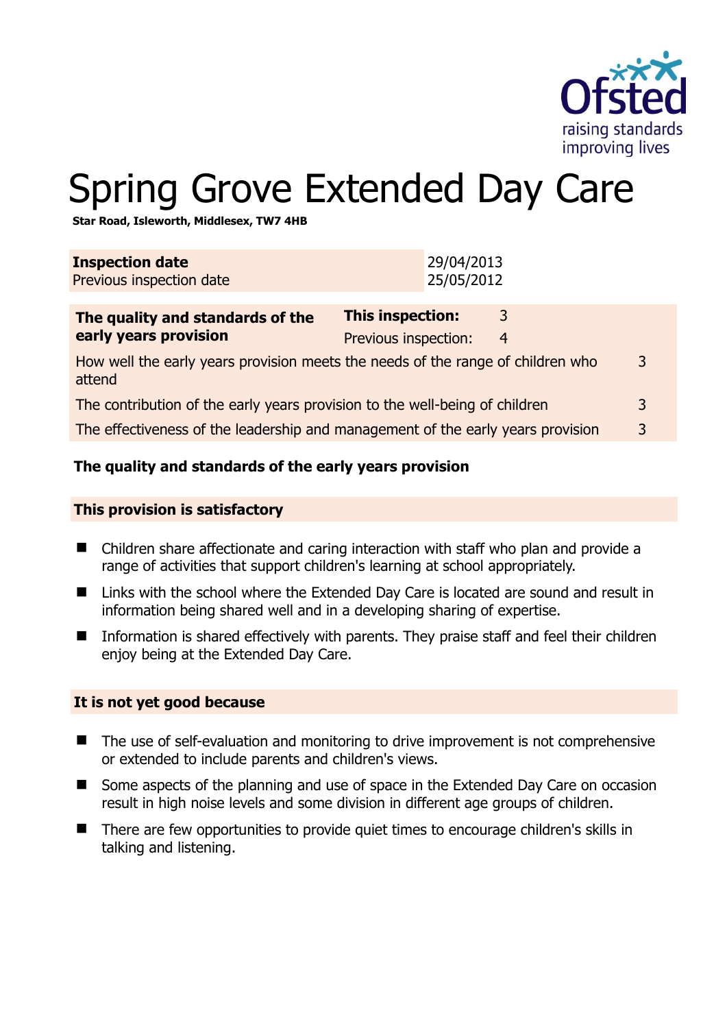# Spring Grove Extended Day Care

**Star Road, Isleworth, Middlesex, TW7 4HB**

| | |
|---|---|
| **Inspection date** | 29/04/2013 |
| Previous inspection date | 25/05/2012 |

| **The quality and standards of the early years provision** | **This inspection:** 3 | |
|---|---|---|
| | Previous inspection: 4 | |
| How well the early years provision meets the needs of the range of children who attend | | 3 |
| The contribution of the early years provision to the well-being of children | | 3 |
| The effectiveness of the leadership and management of the early years provision | | 3 |

### The quality and standards of the early years provision

**This provision is satisfactory**

- Children share affectionate and caring interaction with staff who plan and provide a range of activities that support children's learning at school appropriately.
- Links with the school where the Extended Day Care is located are sound and result in information being shared well and in a developing sharing of expertise.
- Information is shared effectively with parents. They praise staff and feel their children enjoy being at the Extended Day Care.

**It is not yet good because**

- The use of self-evaluation and monitoring to drive improvement is not comprehensive or extended to include parents and children's views.
- Some aspects of the planning and use of space in the Extended Day Care on occasion result in high noise levels and some division in different age groups of children.
- There are few opportunities to provide quiet times to encourage children's skills in talking and listening.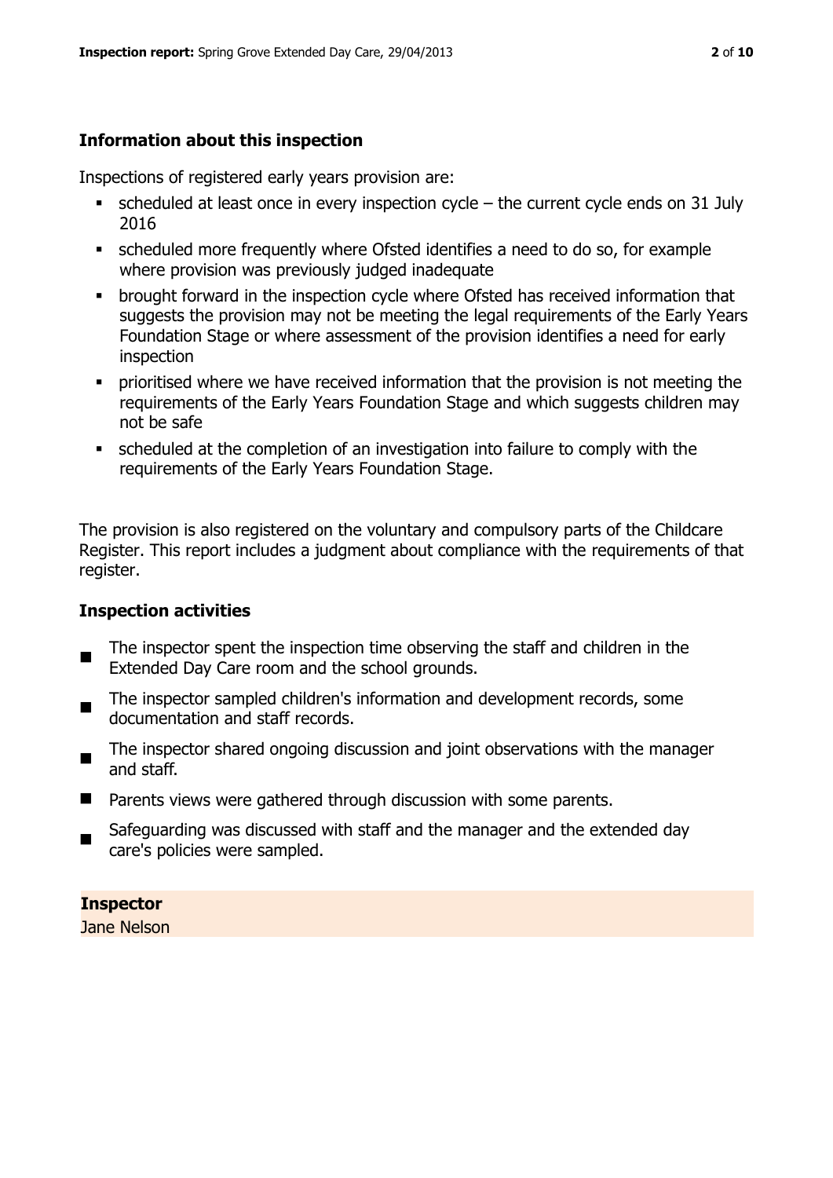## Information about this inspection

Inspections of registered early years provision are:

- scheduled at least once in every inspection cycle – the current cycle ends on 31 July 2016
- scheduled more frequently where Ofsted identifies a need to do so, for example where provision was previously judged inadequate
- brought forward in the inspection cycle where Ofsted has received information that suggests the provision may not be meeting the legal requirements of the Early Years Foundation Stage or where assessment of the provision identifies a need for early inspection
- prioritised where we have received information that the provision is not meeting the requirements of the Early Years Foundation Stage and which suggests children may not be safe
- scheduled at the completion of an investigation into failure to comply with the requirements of the Early Years Foundation Stage.

The provision is also registered on the voluntary and compulsory parts of the Childcare Register. This report includes a judgment about compliance with the requirements of that register.

## Inspection activities

- The inspector spent the inspection time observing the staff and children in the Extended Day Care room and the school grounds.
- The inspector sampled children's information and development records, some documentation and staff records.
- The inspector shared ongoing discussion and joint observations with the manager and staff.
- Parents views were gathered through discussion with some parents.
- Safeguarding was discussed with staff and the manager and the extended day care's policies were sampled.

**Inspector**
Jane Nelson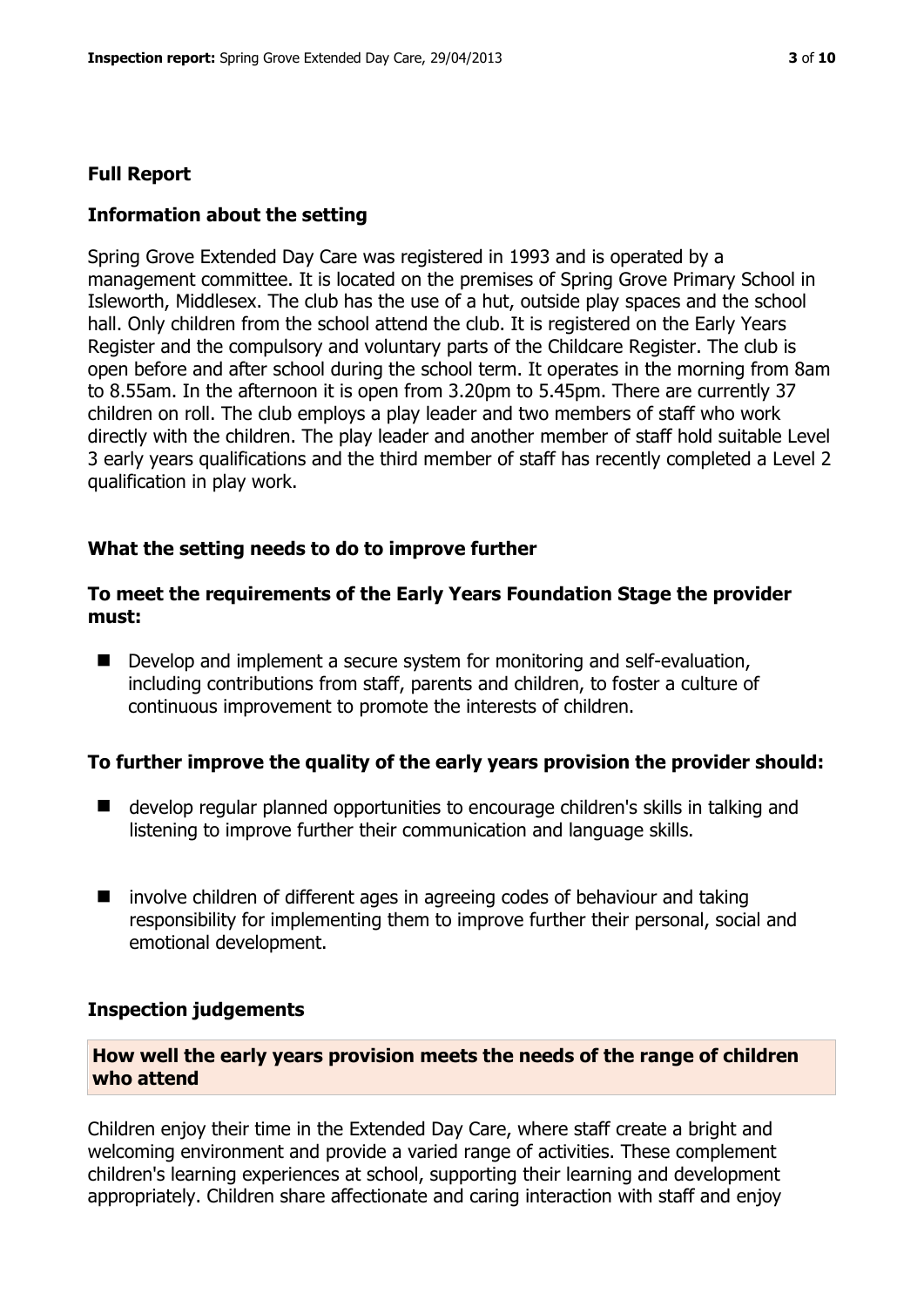## Full Report

### Information about the setting

Spring Grove Extended Day Care was registered in 1993 and is operated by a management committee. It is located on the premises of Spring Grove Primary School in Isleworth, Middlesex. The club has the use of a hut, outside play spaces and the school hall. Only children from the school attend the club. It is registered on the Early Years Register and the compulsory and voluntary parts of the Childcare Register. The club is open before and after school during the school term. It operates in the morning from 8am to 8.55am. In the afternoon it is open from 3.20pm to 5.45pm. There are currently 37 children on roll. The club employs a play leader and two members of staff who work directly with the children. The play leader and another member of staff hold suitable Level 3 early years qualifications and the third member of staff has recently completed a Level 2 qualification in play work.

### What the setting needs to do to improve further

#### To meet the requirements of the Early Years Foundation Stage the provider must:

- Develop and implement a secure system for monitoring and self-evaluation, including contributions from staff, parents and children, to foster a culture of continuous improvement to promote the interests of children.

#### To further improve the quality of the early years provision the provider should:

- develop regular planned opportunities to encourage children's skills in talking and listening to improve further their communication and language skills.
- involve children of different ages in agreeing codes of behaviour and taking responsibility for implementing them to improve further their personal, social and emotional development.

### Inspection judgements

#### How well the early years provision meets the needs of the range of children who attend

Children enjoy their time in the Extended Day Care, where staff create a bright and welcoming environment and provide a varied range of activities. These complement children's learning experiences at school, supporting their learning and development appropriately. Children share affectionate and caring interaction with staff and enjoy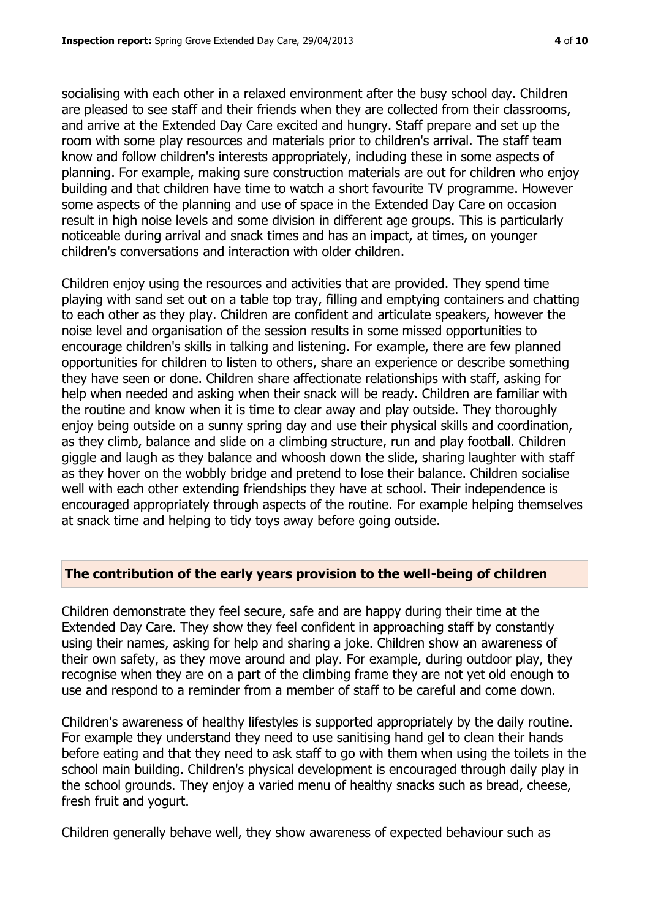socialising with each other in a relaxed environment after the busy school day. Children are pleased to see staff and their friends when they are collected from their classrooms, and arrive at the Extended Day Care excited and hungry. Staff prepare and set up the room with some play resources and materials prior to children's arrival. The staff team know and follow children's interests appropriately, including these in some aspects of planning. For example, making sure construction materials are out for children who enjoy building and that children have time to watch a short favourite TV programme. However some aspects of the planning and use of space in the Extended Day Care on occasion result in high noise levels and some division in different age groups. This is particularly noticeable during arrival and snack times and has an impact, at times, on younger children's conversations and interaction with older children.

Children enjoy using the resources and activities that are provided. They spend time playing with sand set out on a table top tray, filling and emptying containers and chatting to each other as they play. Children are confident and articulate speakers, however the noise level and organisation of the session results in some missed opportunities to encourage children's skills in talking and listening. For example, there are few planned opportunities for children to listen to others, share an experience or describe something they have seen or done. Children share affectionate relationships with staff, asking for help when needed and asking when their snack will be ready. Children are familiar with the routine and know when it is time to clear away and play outside. They thoroughly enjoy being outside on a sunny spring day and use their physical skills and coordination, as they climb, balance and slide on a climbing structure, run and play football. Children giggle and laugh as they balance and whoosh down the slide, sharing laughter with staff as they hover on the wobbly bridge and pretend to lose their balance. Children socialise well with each other extending friendships they have at school. Their independence is encouraged appropriately through aspects of the routine. For example helping themselves at snack time and helping to tidy toys away before going outside.

## The contribution of the early years provision to the well-being of children

Children demonstrate they feel secure, safe and are happy during their time at the Extended Day Care. They show they feel confident in approaching staff by constantly using their names, asking for help and sharing a joke. Children show an awareness of their own safety, as they move around and play. For example, during outdoor play, they recognise when they are on a part of the climbing frame they are not yet old enough to use and respond to a reminder from a member of staff to be careful and come down.

Children's awareness of healthy lifestyles is supported appropriately by the daily routine. For example they understand they need to use sanitising hand gel to clean their hands before eating and that they need to ask staff to go with them when using the toilets in the school main building. Children's physical development is encouraged through daily play in the school grounds. They enjoy a varied menu of healthy snacks such as bread, cheese, fresh fruit and yogurt.

Children generally behave well, they show awareness of expected behaviour such as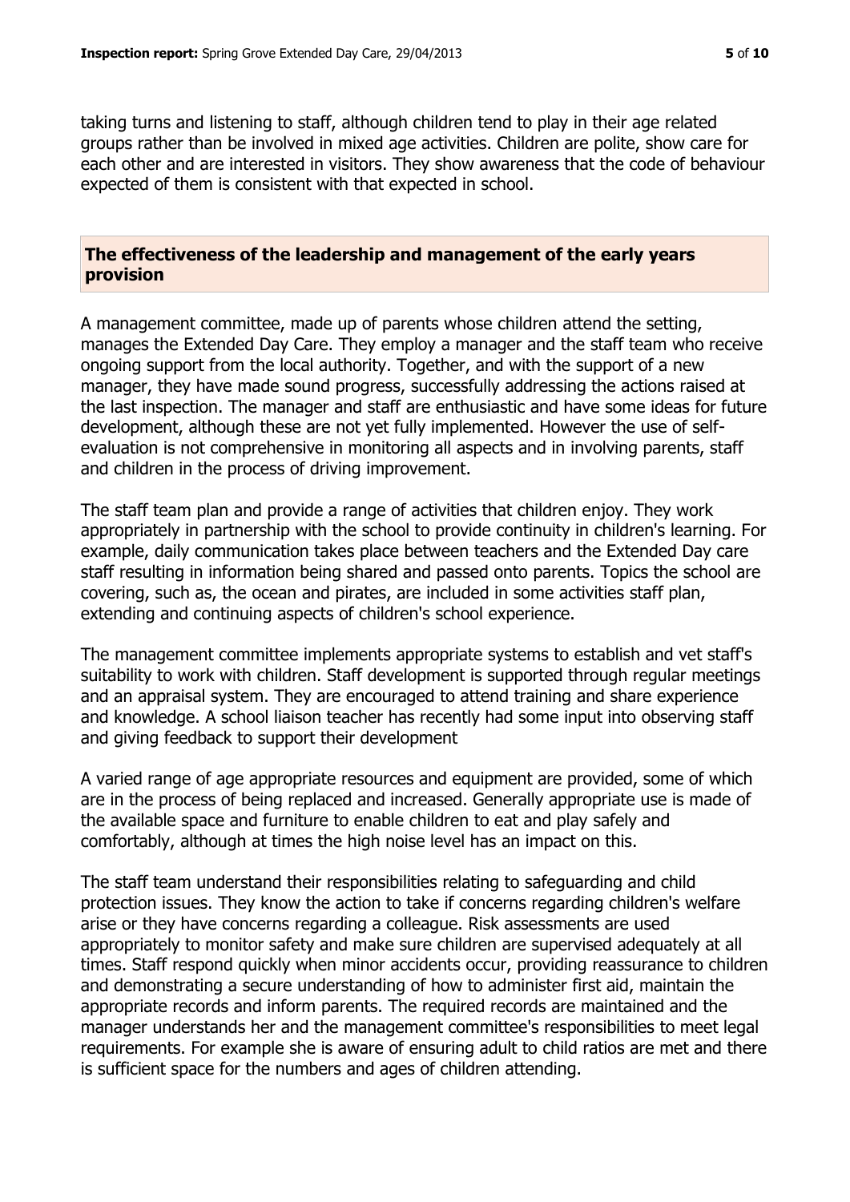taking turns and listening to staff, although children tend to play in their age related groups rather than be involved in mixed age activities. Children are polite, show care for each other and are interested in visitors. They show awareness that the code of behaviour expected of them is consistent with that expected in school.

## The effectiveness of the leadership and management of the early years provision

A management committee, made up of parents whose children attend the setting, manages the Extended Day Care. They employ a manager and the staff team who receive ongoing support from the local authority. Together, and with the support of a new manager, they have made sound progress, successfully addressing the actions raised at the last inspection. The manager and staff are enthusiastic and have some ideas for future development, although these are not yet fully implemented. However the use of self-evaluation is not comprehensive in monitoring all aspects and in involving parents, staff and children in the process of driving improvement.

The staff team plan and provide a range of activities that children enjoy. They work appropriately in partnership with the school to provide continuity in children's learning. For example, daily communication takes place between teachers and the Extended Day care staff resulting in information being shared and passed onto parents. Topics the school are covering, such as, the ocean and pirates, are included in some activities staff plan, extending and continuing aspects of children's school experience.

The management committee implements appropriate systems to establish and vet staff's suitability to work with children. Staff development is supported through regular meetings and an appraisal system. They are encouraged to attend training and share experience and knowledge. A school liaison teacher has recently had some input into observing staff and giving feedback to support their development

A varied range of age appropriate resources and equipment are provided, some of which are in the process of being replaced and increased. Generally appropriate use is made of the available space and furniture to enable children to eat and play safely and comfortably, although at times the high noise level has an impact on this.

The staff team understand their responsibilities relating to safeguarding and child protection issues. They know the action to take if concerns regarding children's welfare arise or they have concerns regarding a colleague. Risk assessments are used appropriately to monitor safety and make sure children are supervised adequately at all times. Staff respond quickly when minor accidents occur, providing reassurance to children and demonstrating a secure understanding of how to administer first aid, maintain the appropriate records and inform parents. The required records are maintained and the manager understands her and the management committee's responsibilities to meet legal requirements. For example she is aware of ensuring adult to child ratios are met and there is sufficient space for the numbers and ages of children attending.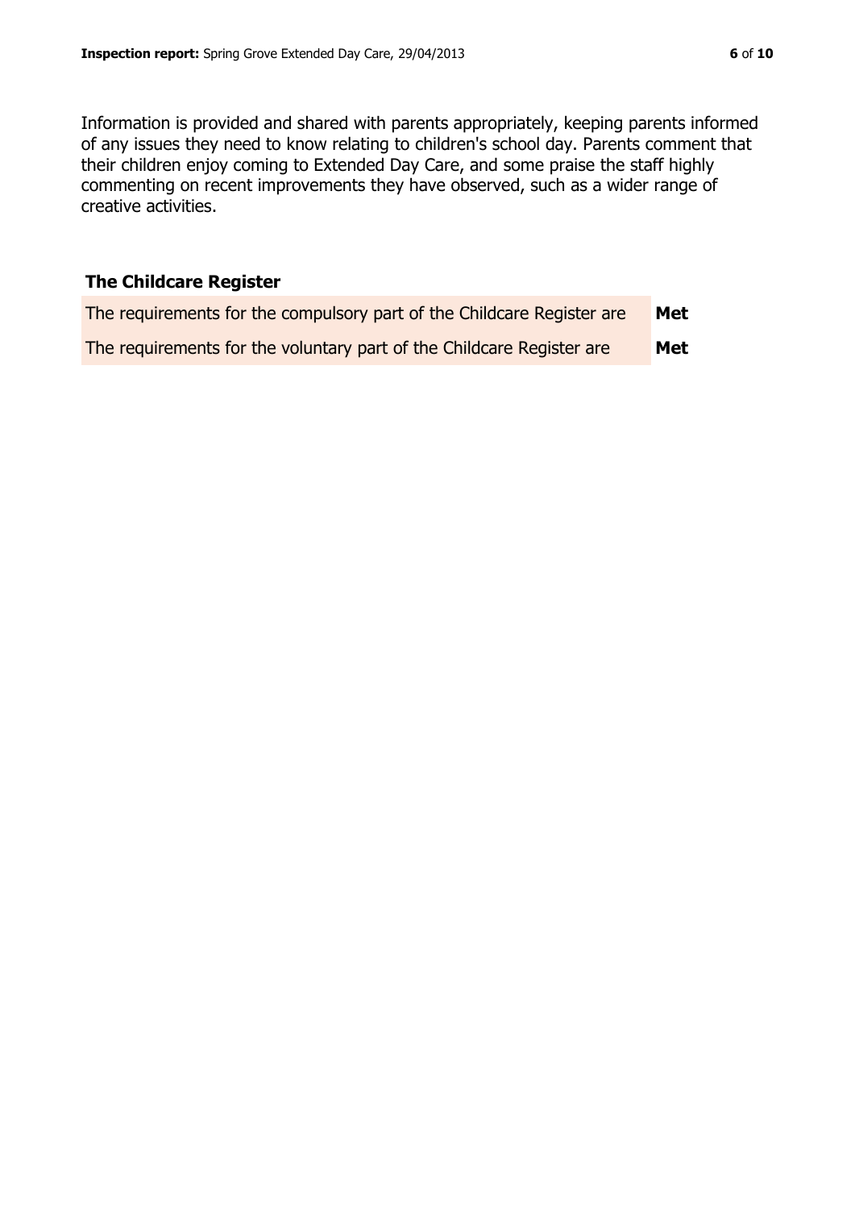Information is provided and shared with parents appropriately, keeping parents informed of any issues they need to know relating to children's school day. Parents comment that their children enjoy coming to Extended Day Care, and some praise the staff highly commenting on recent improvements they have observed, such as a wider range of creative activities.

## The Childcare Register

| | |
|---|---|
| The requirements for the compulsory part of the Childcare Register are | **Met** |
| The requirements for the voluntary part of the Childcare Register are | **Met** |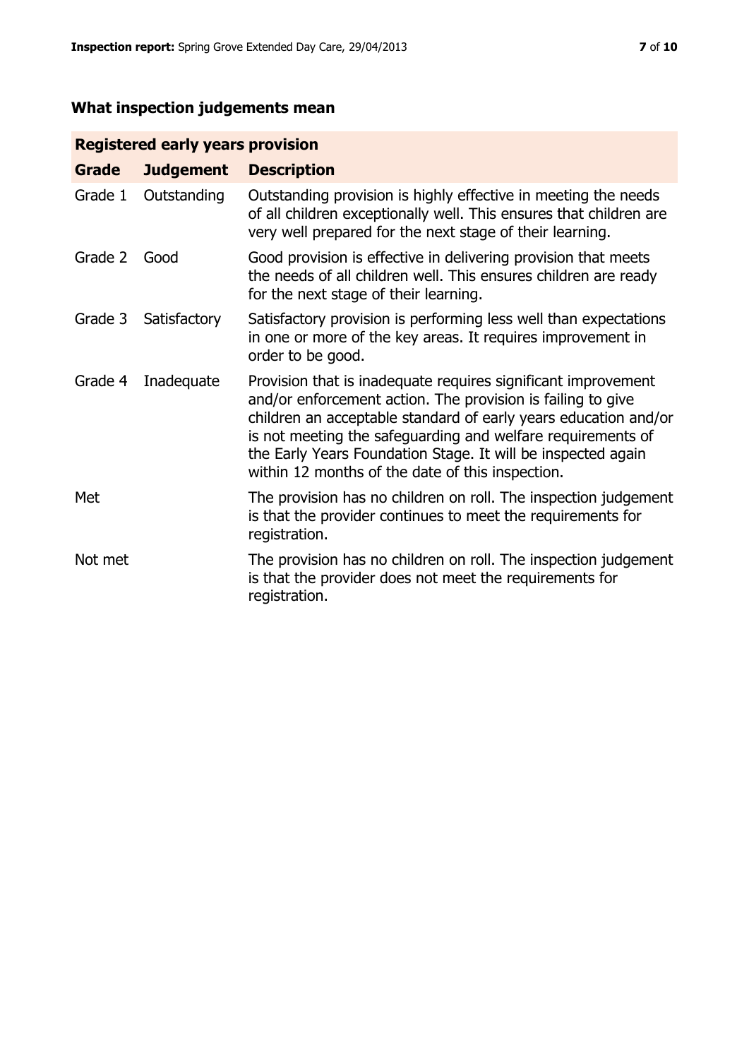## What inspection judgements mean

| Registered early years provision | | |
|---|---|---|
| **Grade** | **Judgement** | **Description** |
| Grade 1 | Outstanding | Outstanding provision is highly effective in meeting the needs of all children exceptionally well. This ensures that children are very well prepared for the next stage of their learning. |
| Grade 2 | Good | Good provision is effective in delivering provision that meets the needs of all children well. This ensures children are ready for the next stage of their learning. |
| Grade 3 | Satisfactory | Satisfactory provision is performing less well than expectations in one or more of the key areas. It requires improvement in order to be good. |
| Grade 4 | Inadequate | Provision that is inadequate requires significant improvement and/or enforcement action. The provision is failing to give children an acceptable standard of early years education and/or is not meeting the safeguarding and welfare requirements of the Early Years Foundation Stage. It will be inspected again within 12 months of the date of this inspection. |
| Met | | The provision has no children on roll. The inspection judgement is that the provider continues to meet the requirements for registration. |
| Not met | | The provision has no children on roll. The inspection judgement is that the provider does not meet the requirements for registration. |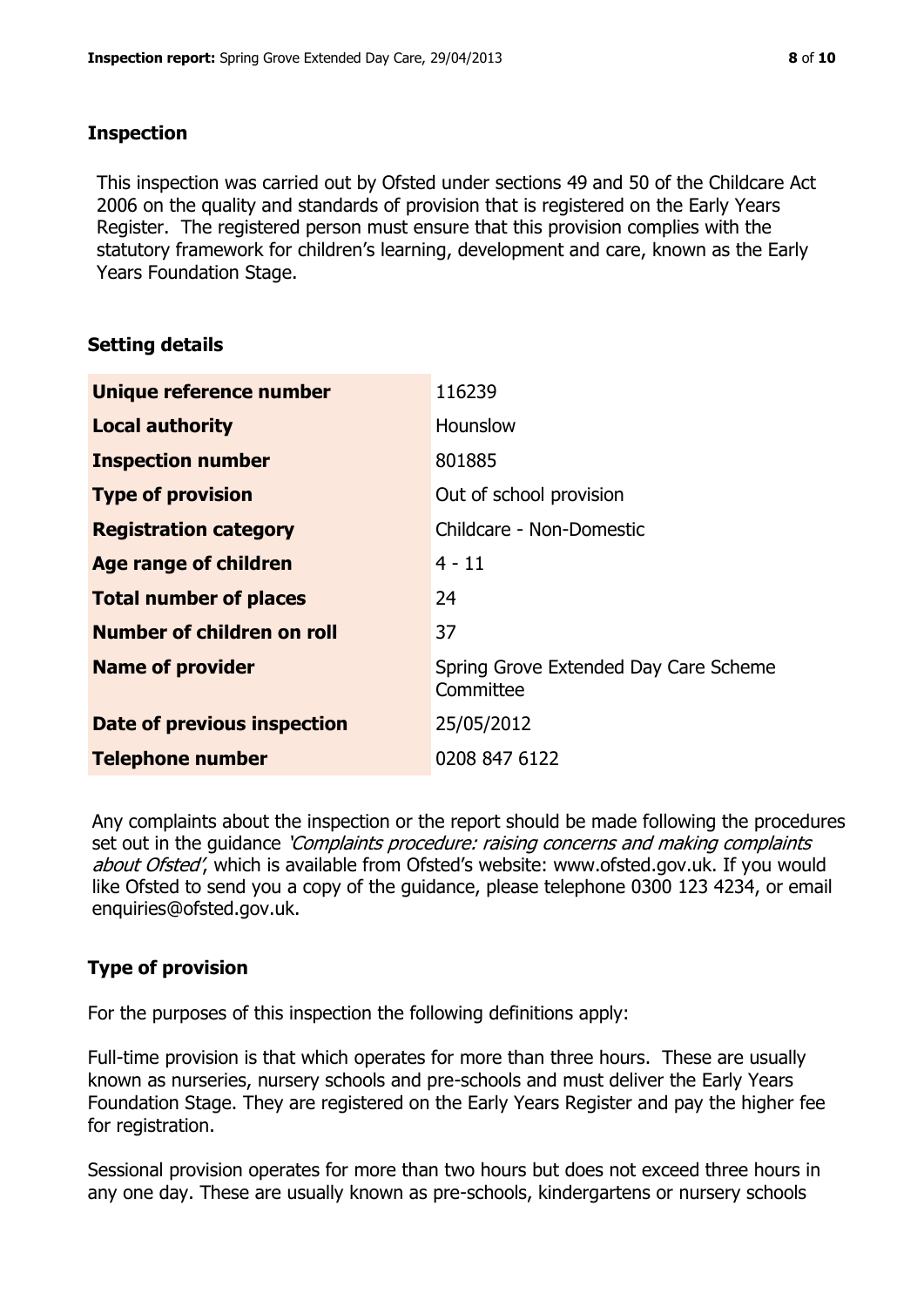## Inspection

This inspection was carried out by Ofsted under sections 49 and 50 of the Childcare Act 2006 on the quality and standards of provision that is registered on the Early Years Register. The registered person must ensure that this provision complies with the statutory framework for children's learning, development and care, known as the Early Years Foundation Stage.

## Setting details

| | |
|---|---|
| **Unique reference number** | 116239 |
| **Local authority** | Hounslow |
| **Inspection number** | 801885 |
| **Type of provision** | Out of school provision |
| **Registration category** | Childcare - Non-Domestic |
| **Age range of children** | 4 - 11 |
| **Total number of places** | 24 |
| **Number of children on roll** | 37 |
| **Name of provider** | Spring Grove Extended Day Care Scheme Committee |
| **Date of previous inspection** | 25/05/2012 |
| **Telephone number** | 0208 847 6122 |

Any complaints about the inspection or the report should be made following the procedures set out in the guidance *'Complaints procedure: raising concerns and making complaints about Ofsted'*, which is available from Ofsted's website: www.ofsted.gov.uk. If you would like Ofsted to send you a copy of the guidance, please telephone 0300 123 4234, or email enquiries@ofsted.gov.uk.

## Type of provision

For the purposes of this inspection the following definitions apply:

Full-time provision is that which operates for more than three hours. These are usually known as nurseries, nursery schools and pre-schools and must deliver the Early Years Foundation Stage. They are registered on the Early Years Register and pay the higher fee for registration.

Sessional provision operates for more than two hours but does not exceed three hours in any one day. These are usually known as pre-schools, kindergartens or nursery schools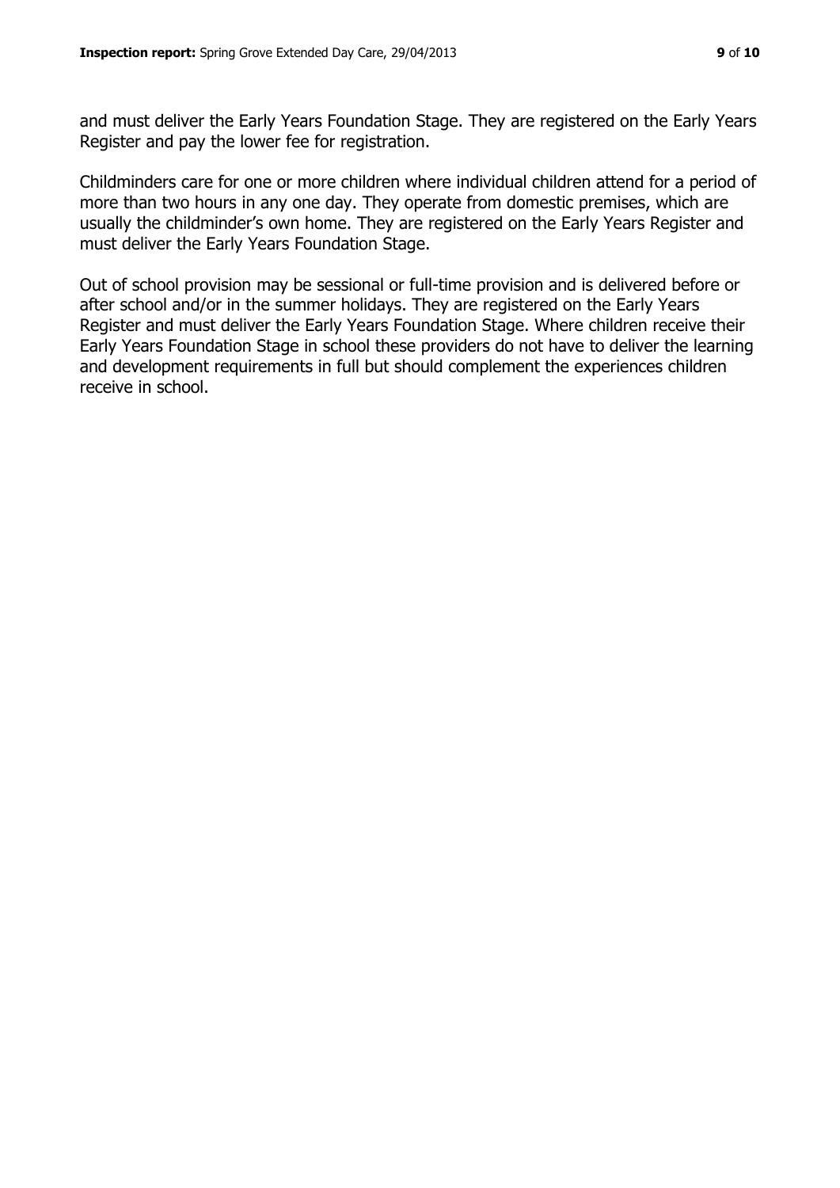and must deliver the Early Years Foundation Stage. They are registered on the Early Years Register and pay the lower fee for registration.

Childminders care for one or more children where individual children attend for a period of more than two hours in any one day. They operate from domestic premises, which are usually the childminder's own home. They are registered on the Early Years Register and must deliver the Early Years Foundation Stage.

Out of school provision may be sessional or full-time provision and is delivered before or after school and/or in the summer holidays. They are registered on the Early Years Register and must deliver the Early Years Foundation Stage. Where children receive their Early Years Foundation Stage in school these providers do not have to deliver the learning and development requirements in full but should complement the experiences children receive in school.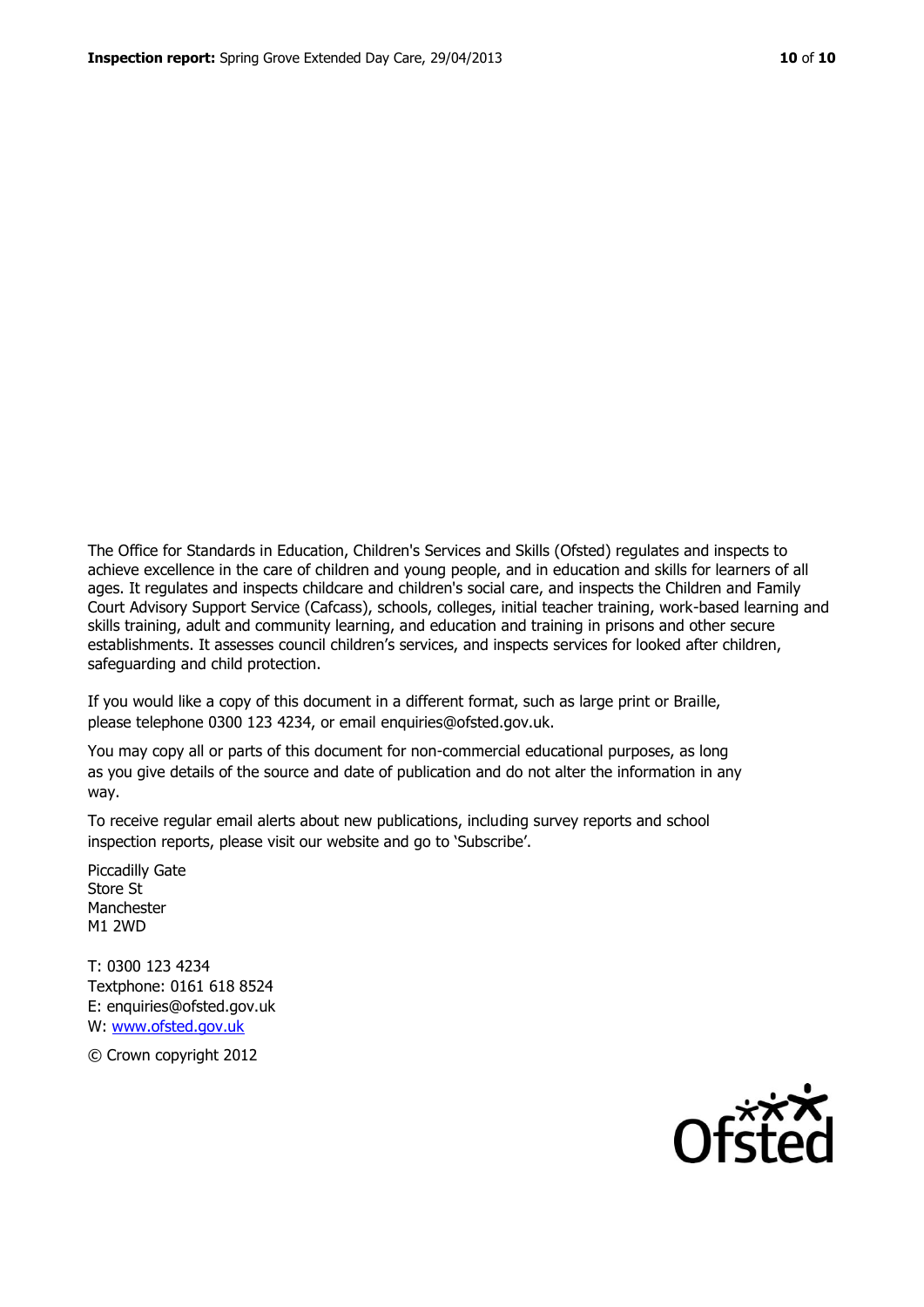The Office for Standards in Education, Children's Services and Skills (Ofsted) regulates and inspects to achieve excellence in the care of children and young people, and in education and skills for learners of all ages. It regulates and inspects childcare and children's social care, and inspects the Children and Family Court Advisory Support Service (Cafcass), schools, colleges, initial teacher training, work-based learning and skills training, adult and community learning, and education and training in prisons and other secure establishments. It assesses council children's services, and inspects services for looked after children, safeguarding and child protection.

If you would like a copy of this document in a different format, such as large print or Braille, please telephone 0300 123 4234, or email enquiries@ofsted.gov.uk.

You may copy all or parts of this document for non-commercial educational purposes, as long as you give details of the source and date of publication and do not alter the information in any way.

To receive regular email alerts about new publications, including survey reports and school inspection reports, please visit our website and go to 'Subscribe'.

Piccadilly Gate
Store St
Manchester
M1 2WD

T: 0300 123 4234
Textphone: 0161 618 8524
E: enquiries@ofsted.gov.uk
W: [www.ofsted.gov.uk](http://www.ofsted.gov.uk)

© Crown copyright 2012

Ofsted